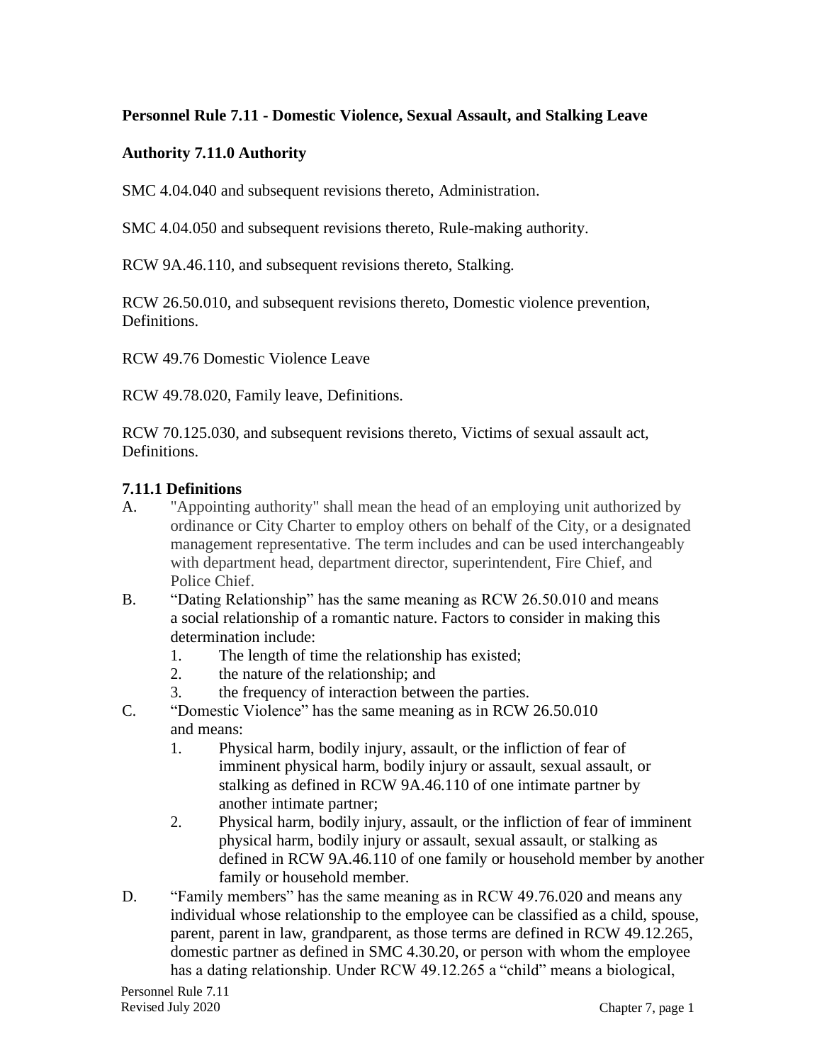**Personnel Rule 7.11 - Domestic Violence, Sexual Assault, and Stalking Leave**

**Authority 7.11.0 Authority**

SMC 4.04.040 and subsequent revisions thereto, Administration.

SMC 4.04.050 and subsequent revisions thereto, Rule-making authority.

RCW 9A.46.110, and subsequent revisions thereto, Stalking.

RCW 26.50.010, and subsequent revisions thereto, Domestic violence prevention, Definitions.

RCW 49.76 Domestic Violence Leave

RCW 49.78.020, Family leave, Definitions.

RCW 70.125.030, and subsequent revisions thereto, Victims of sexual assault act, Definitions.

**7.11.1 Definitions**

A. "Appointing authority" shall mean the head of an employing unit authorized by ordinance or City Charter to employ others on behalf of the City, or a designated management representative. The term includes and can be used interchangeably with department head, department director, superintendent, Fire Chief, and Police Chief.

B. "Dating Relationship" has the same meaning as RCW 26.50.010 and means a social relationship of a romantic nature. Factors to consider in making this determination include:
   1. The length of time the relationship has existed;
   2. the nature of the relationship; and
   3. the frequency of interaction between the parties.

C. "Domestic Violence" has the same meaning as in RCW 26.50.010 and means:
   1. Physical harm, bodily injury, assault, or the infliction of fear of imminent physical harm, bodily injury or assault, sexual assault, or stalking as defined in RCW 9A.46.110 of one intimate partner by another intimate partner;
   2. Physical harm, bodily injury, assault, or the infliction of fear of imminent physical harm, bodily injury or assault, sexual assault, or stalking as defined in RCW 9A.46.110 of one family or household member by another family or household member.

D. "Family members" has the same meaning as in RCW 49.76.020 and means any individual whose relationship to the employee can be classified as a child, spouse, parent, parent in law, grandparent, as those terms are defined in RCW 49.12.265, domestic partner as defined in SMC 4.30.20, or person with whom the employee has a dating relationship. Under RCW 49.12.265 a "child" means a biological,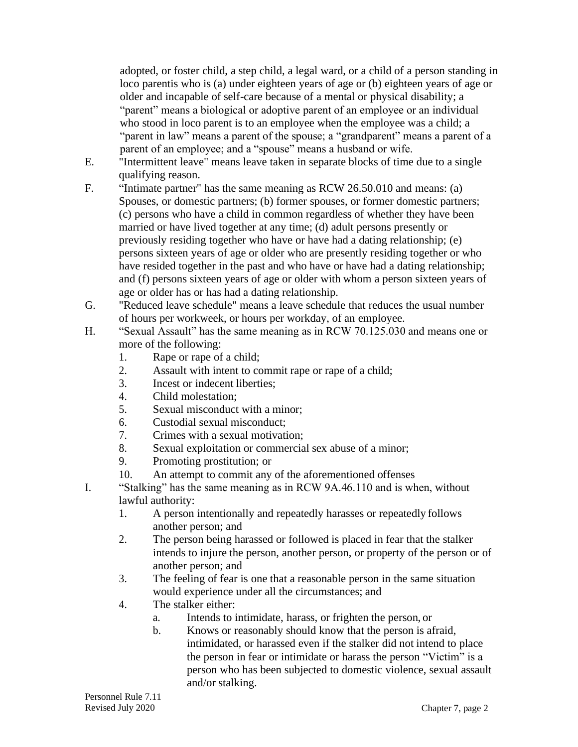adopted, or foster child, a step child, a legal ward, or a child of a person standing in loco parentis who is (a) under eighteen years of age or (b) eighteen years of age or older and incapable of self-care because of a mental or physical disability; a "parent" means a biological or adoptive parent of an employee or an individual who stood in loco parent is to an employee when the employee was a child; a "parent in law" means a parent of the spouse; a "grandparent" means a parent of a parent of an employee; and a "spouse" means a husband or wife.

E. "Intermittent leave" means leave taken in separate blocks of time due to a single qualifying reason.

F. "Intimate partner" has the same meaning as RCW 26.50.010 and means: (a) Spouses, or domestic partners; (b) former spouses, or former domestic partners; (c) persons who have a child in common regardless of whether they have been married or have lived together at any time; (d) adult persons presently or previously residing together who have or have had a dating relationship; (e) persons sixteen years of age or older who are presently residing together or who have resided together in the past and who have or have had a dating relationship; and (f) persons sixteen years of age or older with whom a person sixteen years of age or older has or has had a dating relationship.

G. "Reduced leave schedule" means a leave schedule that reduces the usual number of hours per workweek, or hours per workday, of an employee.

H. "Sexual Assault" has the same meaning as in RCW 70.125.030 and means one or more of the following:
   1. Rape or rape of a child;
   2. Assault with intent to commit rape or rape of a child;
   3. Incest or indecent liberties;
   4. Child molestation;
   5. Sexual misconduct with a minor;
   6. Custodial sexual misconduct;
   7. Crimes with a sexual motivation;
   8. Sexual exploitation or commercial sex abuse of a minor;
   9. Promoting prostitution; or
   10. An attempt to commit any of the aforementioned offenses

I. "Stalking" has the same meaning as in RCW 9A.46.110 and is when, without lawful authority:
   1. A person intentionally and repeatedly harasses or repeatedly follows another person; and
   2. The person being harassed or followed is placed in fear that the stalker intends to injure the person, another person, or property of the person or of another person; and
   3. The feeling of fear is one that a reasonable person in the same situation would experience under all the circumstances; and
   4. The stalker either:
      a. Intends to intimidate, harass, or frighten the person, or
      b. Knows or reasonably should know that the person is afraid, intimidated, or harassed even if the stalker did not intend to place the person in fear or intimidate or harass the person "Victim" is a person who has been subjected to domestic violence, sexual assault and/or stalking.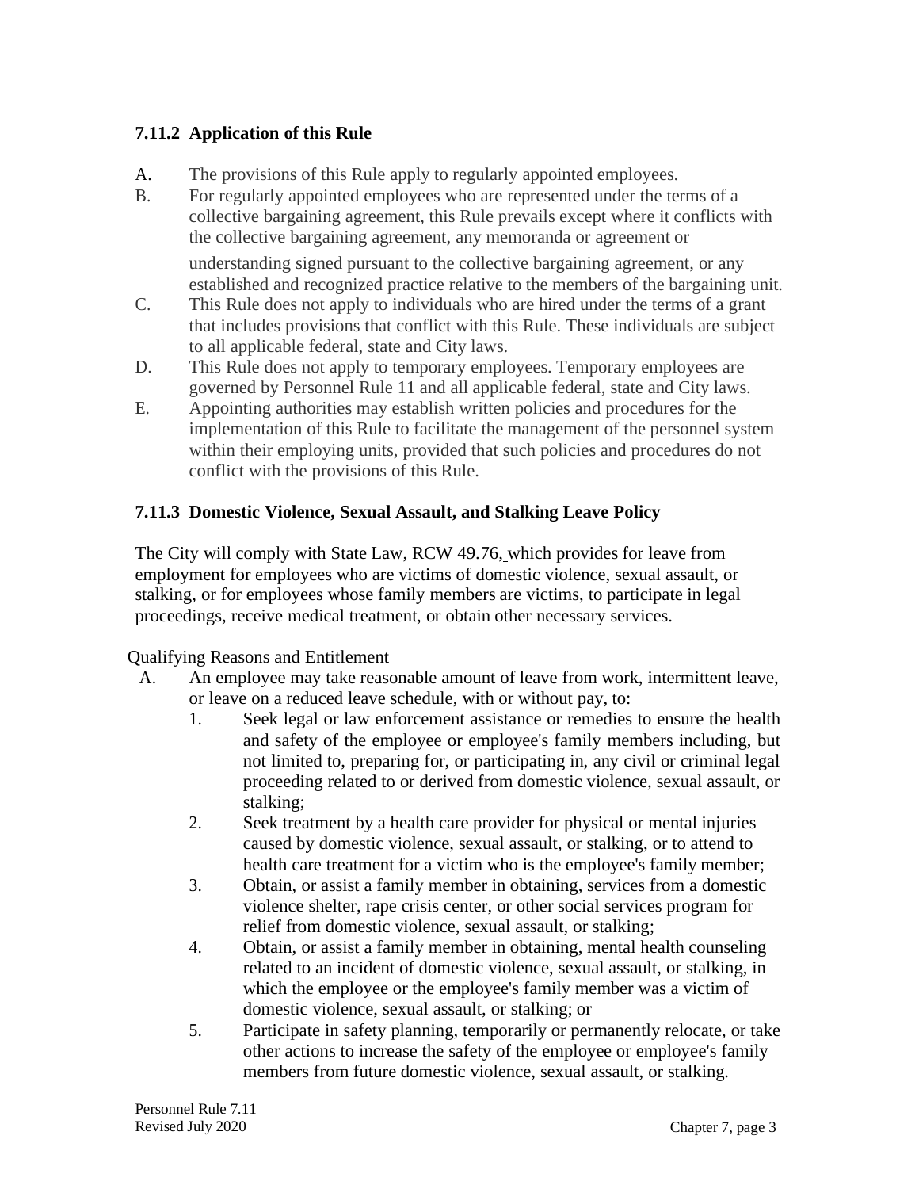### 7.11.2 Application of this Rule

A. The provisions of this Rule apply to regularly appointed employees.

B. For regularly appointed employees who are represented under the terms of a collective bargaining agreement, this Rule prevails except where it conflicts with the collective bargaining agreement, any memoranda or agreement or understanding signed pursuant to the collective bargaining agreement, or any established and recognized practice relative to the members of the bargaining unit.

C. This Rule does not apply to individuals who are hired under the terms of a grant that includes provisions that conflict with this Rule. These individuals are subject to all applicable federal, state and City laws.

D. This Rule does not apply to temporary employees. Temporary employees are governed by Personnel Rule 11 and all applicable federal, state and City laws.

E. Appointing authorities may establish written policies and procedures for the implementation of this Rule to facilitate the management of the personnel system within their employing units, provided that such policies and procedures do not conflict with the provisions of this Rule.

### 7.11.3 Domestic Violence, Sexual Assault, and Stalking Leave Policy

The City will comply with State Law, RCW 49.76, which provides for leave from employment for employees who are victims of domestic violence, sexual assault, or stalking, or for employees whose family members are victims, to participate in legal proceedings, receive medical treatment, or obtain other necessary services.

Qualifying Reasons and Entitlement

A. An employee may take reasonable amount of leave from work, intermittent leave, or leave on a reduced leave schedule, with or without pay, to:

   1. Seek legal or law enforcement assistance or remedies to ensure the health and safety of the employee or employee's family members including, but not limited to, preparing for, or participating in, any civil or criminal legal proceeding related to or derived from domestic violence, sexual assault, or stalking;
   2. Seek treatment by a health care provider for physical or mental injuries caused by domestic violence, sexual assault, or stalking, or to attend to health care treatment for a victim who is the employee's family member;
   3. Obtain, or assist a family member in obtaining, services from a domestic violence shelter, rape crisis center, or other social services program for relief from domestic violence, sexual assault, or stalking;
   4. Obtain, or assist a family member in obtaining, mental health counseling related to an incident of domestic violence, sexual assault, or stalking, in which the employee or the employee's family member was a victim of domestic violence, sexual assault, or stalking; or
   5. Participate in safety planning, temporarily or permanently relocate, or take other actions to increase the safety of the employee or employee's family members from future domestic violence, sexual assault, or stalking.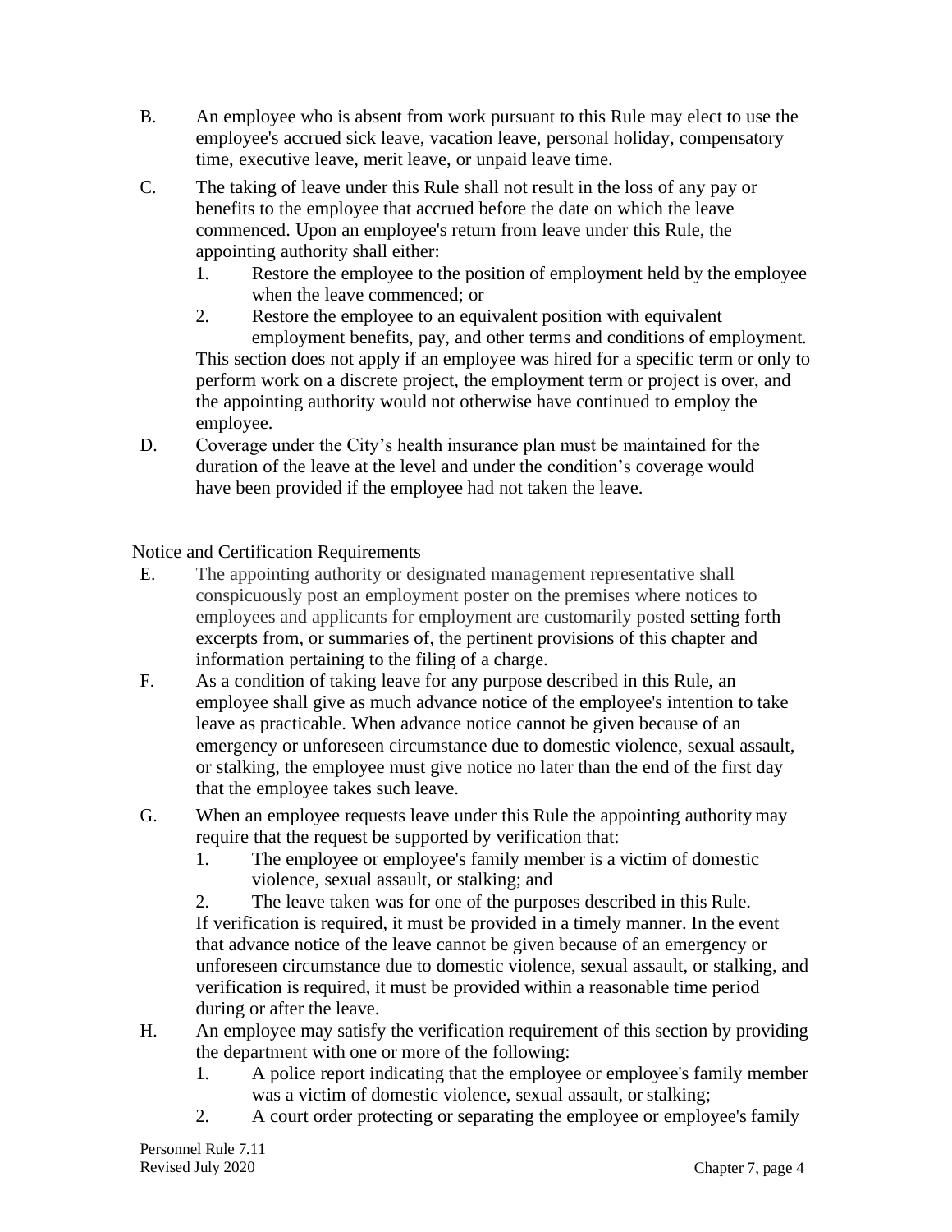B. An employee who is absent from work pursuant to this Rule may elect to use the employee's accrued sick leave, vacation leave, personal holiday, compensatory time, executive leave, merit leave, or unpaid leave time.

C. The taking of leave under this Rule shall not result in the loss of any pay or benefits to the employee that accrued before the date on which the leave commenced. Upon an employee's return from leave under this Rule, the appointing authority shall either:

   1. Restore the employee to the position of employment held by the employee when the leave commenced; or
   2. Restore the employee to an equivalent position with equivalent employment benefits, pay, and other terms and conditions of employment.

   This section does not apply if an employee was hired for a specific term or only to perform work on a discrete project, the employment term or project is over, and the appointing authority would not otherwise have continued to employ the employee.

D. Coverage under the City's health insurance plan must be maintained for the duration of the leave at the level and under the condition's coverage would have been provided if the employee had not taken the leave.

Notice and Certification Requirements

E. The appointing authority or designated management representative shall conspicuously post an employment poster on the premises where notices to employees and applicants for employment are customarily posted setting forth excerpts from, or summaries of, the pertinent provisions of this chapter and information pertaining to the filing of a charge.

F. As a condition of taking leave for any purpose described in this Rule, an employee shall give as much advance notice of the employee's intention to take leave as practicable. When advance notice cannot be given because of an emergency or unforeseen circumstance due to domestic violence, sexual assault, or stalking, the employee must give notice no later than the end of the first day that the employee takes such leave.

G. When an employee requests leave under this Rule the appointing authority may require that the request be supported by verification that:

   1. The employee or employee's family member is a victim of domestic violence, sexual assault, or stalking; and
   2. The leave taken was for one of the purposes described in this Rule.

   If verification is required, it must be provided in a timely manner. In the event that advance notice of the leave cannot be given because of an emergency or unforeseen circumstance due to domestic violence, sexual assault, or stalking, and verification is required, it must be provided within a reasonable time period during or after the leave.

H. An employee may satisfy the verification requirement of this section by providing the department with one or more of the following:

   1. A police report indicating that the employee or employee's family member was a victim of domestic violence, sexual assault, or stalking;
   2. A court order protecting or separating the employee or employee's family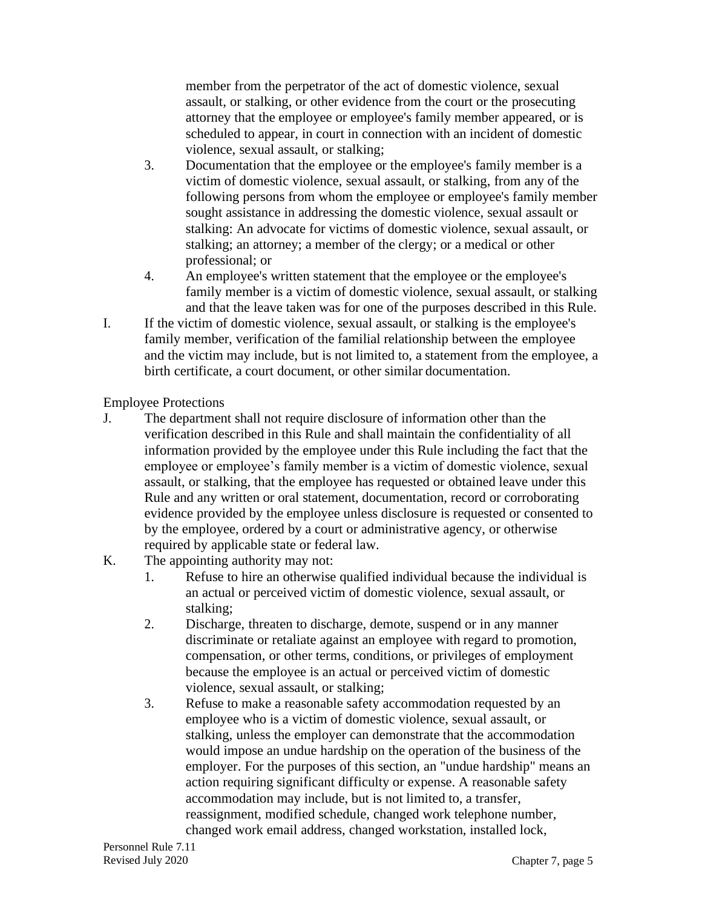member from the perpetrator of the act of domestic violence, sexual assault, or stalking, or other evidence from the court or the prosecuting attorney that the employee or employee's family member appeared, or is scheduled to appear, in court in connection with an incident of domestic violence, sexual assault, or stalking;

3. Documentation that the employee or the employee's family member is a victim of domestic violence, sexual assault, or stalking, from any of the following persons from whom the employee or employee's family member sought assistance in addressing the domestic violence, sexual assault or stalking: An advocate for victims of domestic violence, sexual assault, or stalking; an attorney; a member of the clergy; or a medical or other professional; or
4. An employee's written statement that the employee or the employee's family member is a victim of domestic violence, sexual assault, or stalking and that the leave taken was for one of the purposes described in this Rule.

I. If the victim of domestic violence, sexual assault, or stalking is the employee's family member, verification of the familial relationship between the employee and the victim may include, but is not limited to, a statement from the employee, a birth certificate, a court document, or other similar documentation.

Employee Protections

J. The department shall not require disclosure of information other than the verification described in this Rule and shall maintain the confidentiality of all information provided by the employee under this Rule including the fact that the employee or employee's family member is a victim of domestic violence, sexual assault, or stalking, that the employee has requested or obtained leave under this Rule and any written or oral statement, documentation, record or corroborating evidence provided by the employee unless disclosure is requested or consented to by the employee, ordered by a court or administrative agency, or otherwise required by applicable state or federal law.

K. The appointing authority may not:
   1. Refuse to hire an otherwise qualified individual because the individual is an actual or perceived victim of domestic violence, sexual assault, or stalking;
   2. Discharge, threaten to discharge, demote, suspend or in any manner discriminate or retaliate against an employee with regard to promotion, compensation, or other terms, conditions, or privileges of employment because the employee is an actual or perceived victim of domestic violence, sexual assault, or stalking;
   3. Refuse to make a reasonable safety accommodation requested by an employee who is a victim of domestic violence, sexual assault, or stalking, unless the employer can demonstrate that the accommodation would impose an undue hardship on the operation of the business of the employer. For the purposes of this section, an "undue hardship" means an action requiring significant difficulty or expense. A reasonable safety accommodation may include, but is not limited to, a transfer, reassignment, modified schedule, changed work telephone number, changed work email address, changed workstation, installed lock,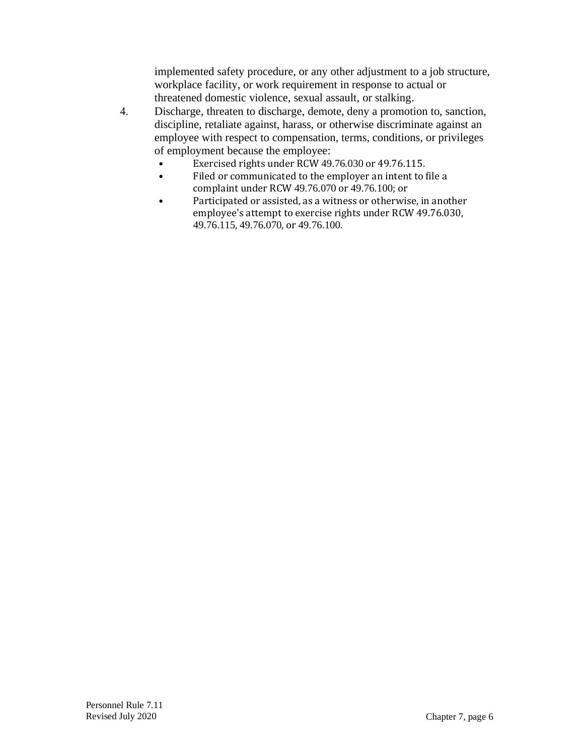implemented safety procedure, or any other adjustment to a job structure, workplace facility, or work requirement in response to actual or threatened domestic violence, sexual assault, or stalking.

4. Discharge, threaten to discharge, demote, deny a promotion to, sanction, discipline, retaliate against, harass, or otherwise discriminate against an employee with respect to compensation, terms, conditions, or privileges of employment because the employee:
   - Exercised rights under RCW 49.76.030 or 49.76.115.
   - Filed or communicated to the employer an intent to file a complaint under RCW 49.76.070 or 49.76.100; or
   - Participated or assisted, as a witness or otherwise, in another employee's attempt to exercise rights under RCW 49.76.030, 49.76.115, 49.76.070, or 49.76.100.